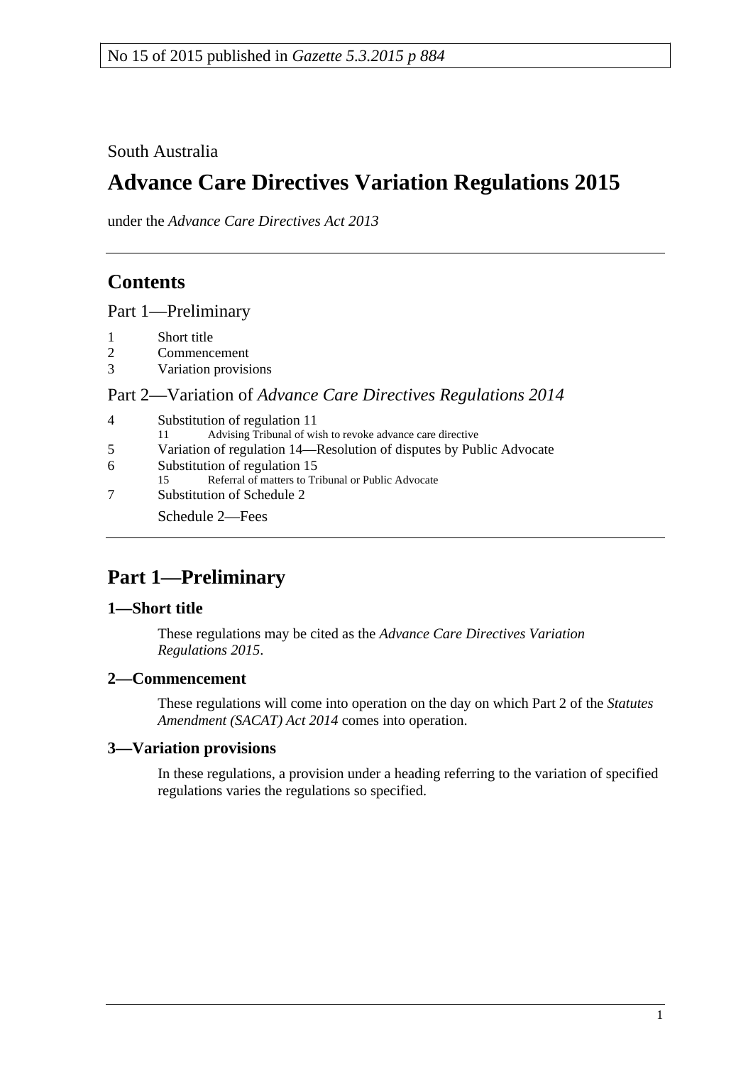No 15 of 2015 published in *Gazette 5.3.2015 p 884*

South Australia

# Advance Care Directives Variation Regulations 2015

under the *Advance Care Directives Act 2013*

## Contents

Part 1—Preliminary

1 Short title
2 Commencement
3 Variation provisions

Part 2—Variation of *Advance Care Directives Regulations 2014*

4 Substitution of regulation 11
 11 Advising Tribunal of wish to revoke advance care directive
5 Variation of regulation 14—Resolution of disputes by Public Advocate
6 Substitution of regulation 15
 15 Referral of matters to Tribunal or Public Advocate
7 Substitution of Schedule 2

Schedule 2—Fees

## Part 1—Preliminary

### 1—Short title

These regulations may be cited as the *Advance Care Directives Variation Regulations 2015*.

### 2—Commencement

These regulations will come into operation on the day on which Part 2 of the *Statutes Amendment (SACAT) Act 2014* comes into operation.

### 3—Variation provisions

In these regulations, a provision under a heading referring to the variation of specified regulations varies the regulations so specified.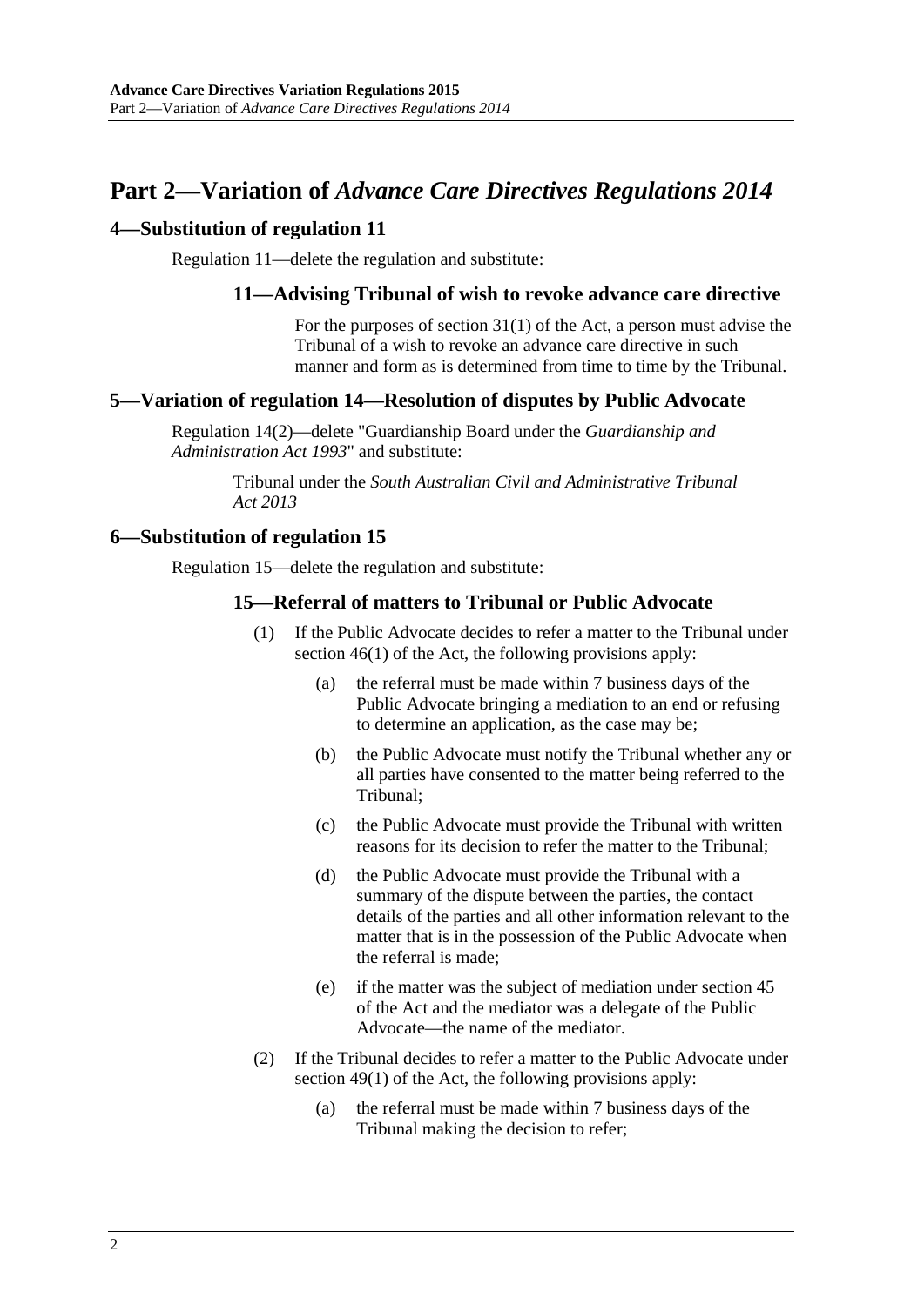## Part 2—Variation of *Advance Care Directives Regulations 2014*

### 4—Substitution of regulation 11

Regulation 11—delete the regulation and substitute:

#### 11—Advising Tribunal of wish to revoke advance care directive

For the purposes of section 31(1) of the Act, a person must advise the Tribunal of a wish to revoke an advance care directive in such manner and form as is determined from time to time by the Tribunal.

### 5—Variation of regulation 14—Resolution of disputes by Public Advocate

Regulation 14(2)—delete "Guardianship Board under the *Guardianship and Administration Act 1993*" and substitute:

Tribunal under the *South Australian Civil and Administrative Tribunal Act 2013*

### 6—Substitution of regulation 15

Regulation 15—delete the regulation and substitute:

#### 15—Referral of matters to Tribunal or Public Advocate

(1) If the Public Advocate decides to refer a matter to the Tribunal under section 46(1) of the Act, the following provisions apply:

(a) the referral must be made within 7 business days of the Public Advocate bringing a mediation to an end or refusing to determine an application, as the case may be;

(b) the Public Advocate must notify the Tribunal whether any or all parties have consented to the matter being referred to the Tribunal;

(c) the Public Advocate must provide the Tribunal with written reasons for its decision to refer the matter to the Tribunal;

(d) the Public Advocate must provide the Tribunal with a summary of the dispute between the parties, the contact details of the parties and all other information relevant to the matter that is in the possession of the Public Advocate when the referral is made;

(e) if the matter was the subject of mediation under section 45 of the Act and the mediator was a delegate of the Public Advocate—the name of the mediator.

(2) If the Tribunal decides to refer a matter to the Public Advocate under section 49(1) of the Act, the following provisions apply:

(a) the referral must be made within 7 business days of the Tribunal making the decision to refer;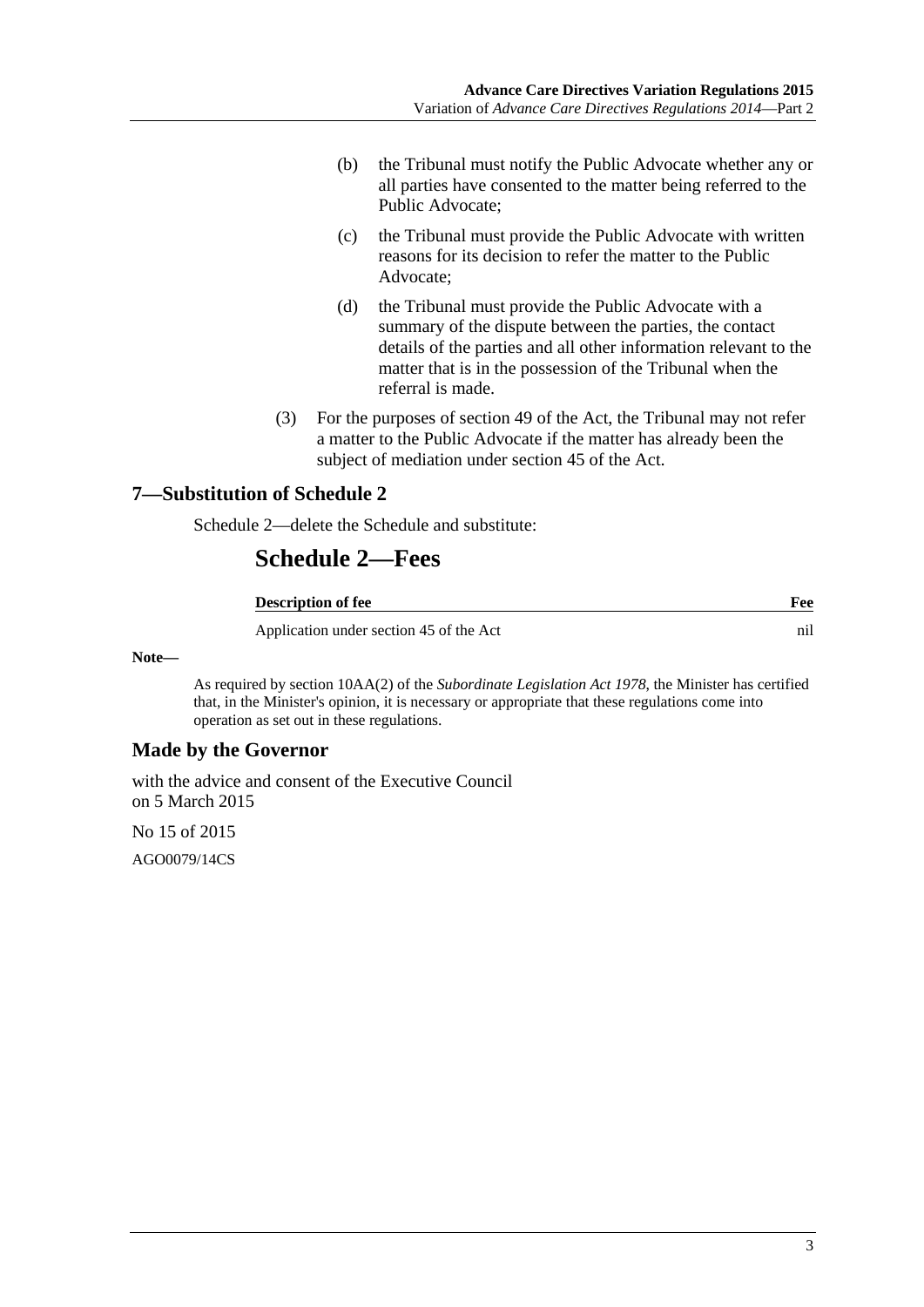(b) the Tribunal must notify the Public Advocate whether any or all parties have consented to the matter being referred to the Public Advocate;

(c) the Tribunal must provide the Public Advocate with written reasons for its decision to refer the matter to the Public Advocate;

(d) the Tribunal must provide the Public Advocate with a summary of the dispute between the parties, the contact details of the parties and all other information relevant to the matter that is in the possession of the Tribunal when the referral is made.

(3) For the purposes of section 49 of the Act, the Tribunal may not refer a matter to the Public Advocate if the matter has already been the subject of mediation under section 45 of the Act.

### 7—Substitution of Schedule 2

Schedule 2—delete the Schedule and substitute:

## Schedule 2—Fees

| **Description of fee** | **Fee** |
|---|---|
| Application under section 45 of the Act | nil |

**Note—**

As required by section 10AA(2) of the *Subordinate Legislation Act 1978*, the Minister has certified that, in the Minister's opinion, it is necessary or appropriate that these regulations come into operation as set out in these regulations.

### Made by the Governor

with the advice and consent of the Executive Council on 5 March 2015

No 15 of 2015

AGO0079/14CS